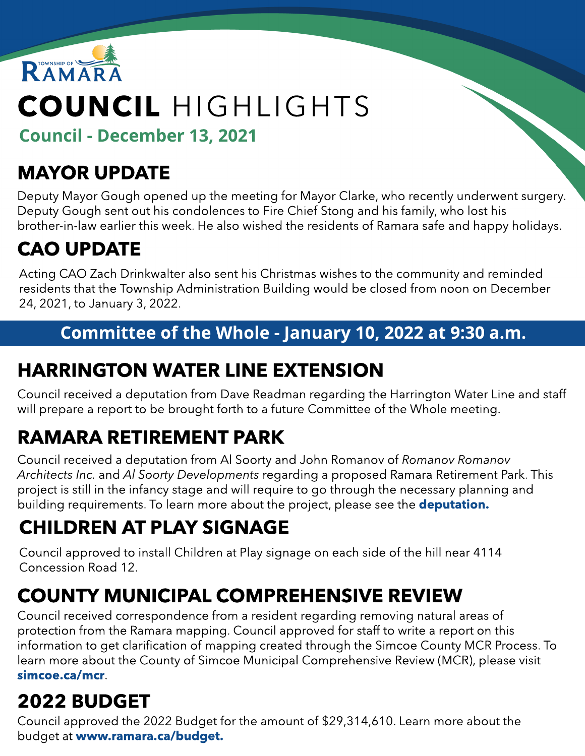TOWNSHIP OF RAMARA

# COUNCIL HIGHLIGHTS

**Council - December 13, 2021**

## MAYOR UPDATE

Deputy Mayor Gough opened up the meeting for Mayor Clarke, who recently underwent surgery. Deputy Gough sent out his condolences to Fire Chief Stong and his family, who lost his brother-in-law earlier this week. He also wished the residents of Ramara safe and happy holidays.

## CAO UPDATE

Acting CAO Zach Drinkwalter also sent his Christmas wishes to the community and reminded residents that the Township Administration Building would be closed from noon on December 24, 2021, to January 3, 2022.

**Committee of the Whole - January 10, 2022 at 9:30 a.m.**

## HARRINGTON WATER LINE EXTENSION

Council received a deputation from Dave Readman regarding the Harrington Water Line and staff will prepare a report to be brought forth to a future Committee of the Whole meeting.

## RAMARA RETIREMENT PARK

Council received a deputation from Al Soorty and John Romanov of *Romanov Romanov Architects Inc.* and *Al Soorty Developments* regarding a proposed Ramara Retirement Park. This project is still in the infancy stage and will require to go through the necessary planning and building requirements. To learn more about the project, please see the **deputation.**

## CHILDREN AT PLAY SIGNAGE

Council approved to install Children at Play signage on each side of the hill near 4114 Concession Road 12.

## COUNTY MUNICIPAL COMPREHENSIVE REVIEW

Council received correspondence from a resident regarding removing natural areas of protection from the Ramara mapping. Council approved for staff to write a report on this information to get clarification of mapping created through the Simcoe County MCR Process. To learn more about the County of Simcoe Municipal Comprehensive Review (MCR), please visit **simcoe.ca/mcr**.

## 2022 BUDGET

Council approved the 2022 Budget for the amount of $29,314,610. Learn more about the budget at **www.ramara.ca/budget.**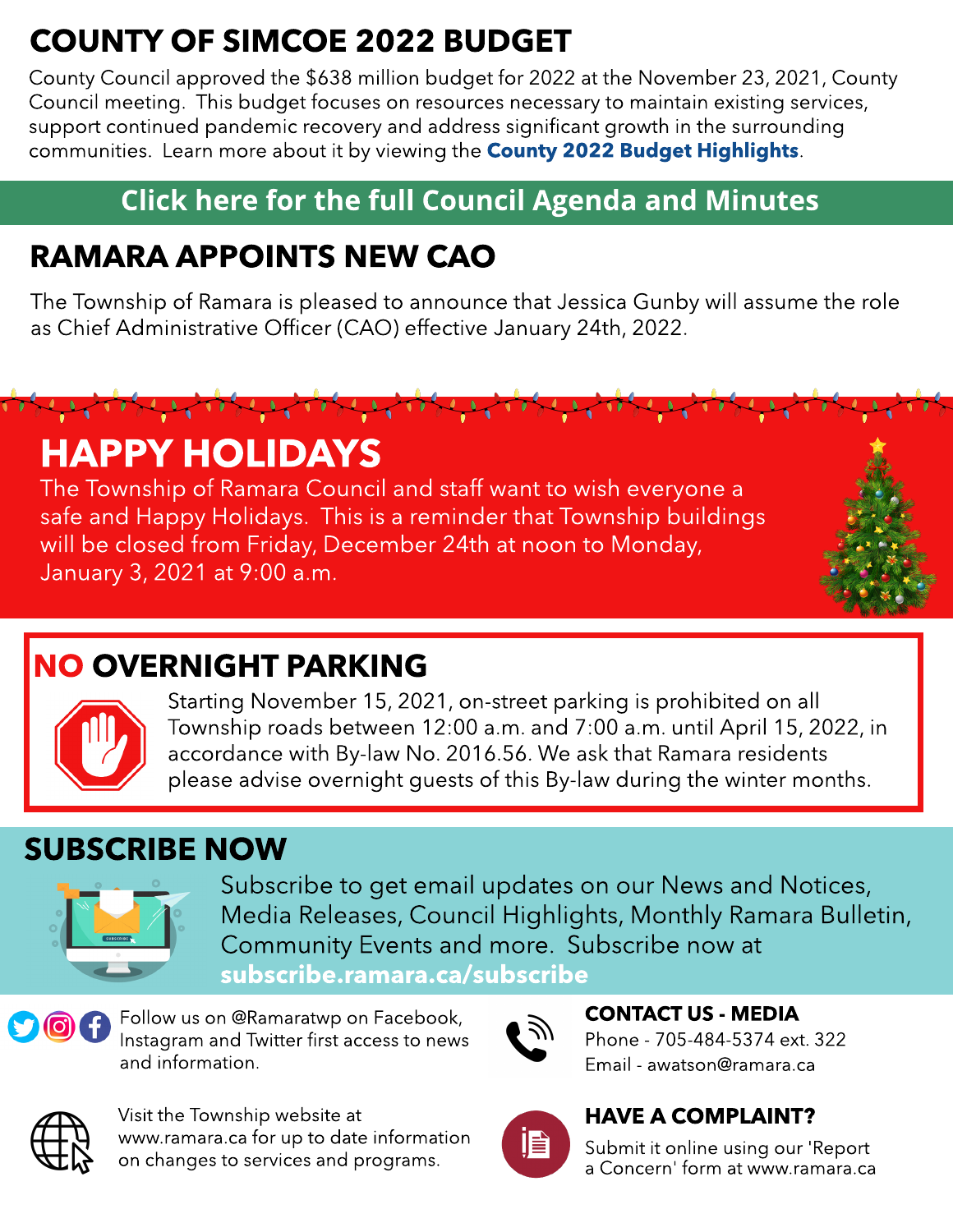# COUNTY OF SIMCOE 2022 BUDGET

County Council approved the $638 million budget for 2022 at the November 23, 2021, County Council meeting. This budget focuses on resources necessary to maintain existing services, support continued pandemic recovery and address significant growth in the surrounding communities. Learn more about it by viewing the **County 2022 Budget Highlights**.

**Click here for the full Council Agenda and Minutes**

# RAMARA APPOINTS NEW CAO

The Township of Ramara is pleased to announce that Jessica Gunby will assume the role as Chief Administrative Officer (CAO) effective January 24th, 2022.

# HAPPY HOLIDAYS

The Township of Ramara Council and staff want to wish everyone a safe and Happy Holidays. This is a reminder that Township buildings will be closed from Friday, December 24th at noon to Monday, January 3, 2021 at 9:00 a.m.

# NO OVERNIGHT PARKING

Starting November 15, 2021, on-street parking is prohibited on all Township roads between 12:00 a.m. and 7:00 a.m. until April 15, 2022, in accordance with By-law No. 2016.56. We ask that Ramara residents please advise overnight guests of this By-law during the winter months.

# SUBSCRIBE NOW

Subscribe to get email updates on our News and Notices, Media Releases, Council Highlights, Monthly Ramara Bulletin, Community Events and more. Subscribe now at **subscribe.ramara.ca/subscribe**

Follow us on @Ramaratwp on Facebook, Instagram and Twitter first access to news and information.

## CONTACT US - MEDIA

Phone - 705-484-5374 ext. 322

Email - awatson@ramara.ca

Visit the Township website at www.ramara.ca for up to date information on changes to services and programs.

## HAVE A COMPLAINT?

Submit it online using our 'Report a Concern' form at www.ramara.ca